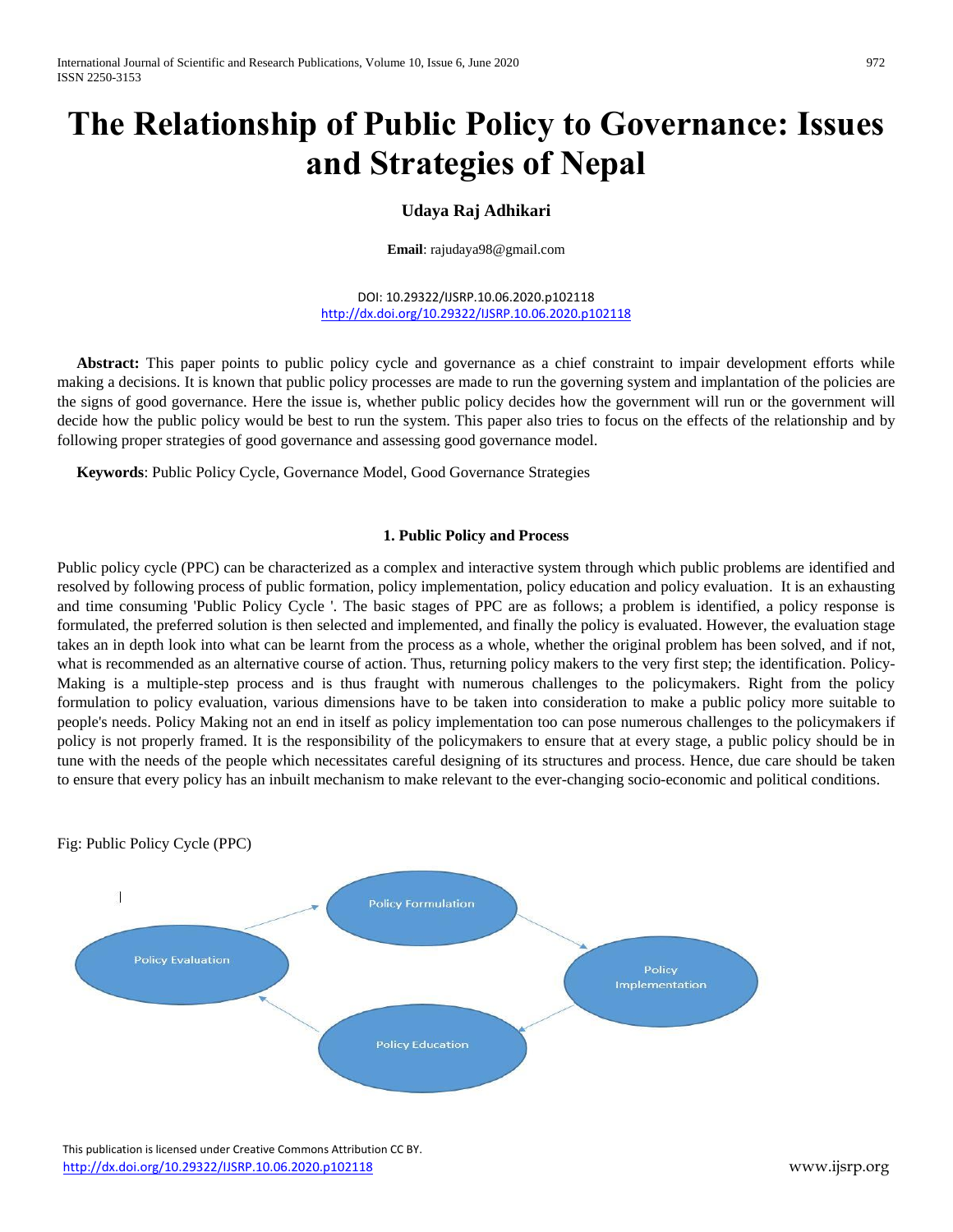# The Relationship of Public Policy to Governance: Issues and Strategies of Nepal

**Udaya Raj Adhikari**

**Email**: rajudaya98@gmail.com

DOI: 10.29322/IJSRP.10.06.2020.p102118
http://dx.doi.org/10.29322/IJSRP.10.06.2020.p102118

**Abstract:** This paper points to public policy cycle and governance as a chief constraint to impair development efforts while making a decisions. It is known that public policy processes are made to run the governing system and implantation of the policies are the signs of good governance. Here the issue is, whether public policy decides how the government will run or the government will decide how the public policy would be best to run the system. This paper also tries to focus on the effects of the relationship and by following proper strategies of good governance and assessing good governance model.

**Keywords**: Public Policy Cycle, Governance Model, Good Governance Strategies

## 1. Public Policy and Process

Public policy cycle (PPC) can be characterized as a complex and interactive system through which public problems are identified and resolved by following process of public formation, policy implementation, policy education and policy evaluation. It is an exhausting and time consuming 'Public Policy Cycle '. The basic stages of PPC are as follows; a problem is identified, a policy response is formulated, the preferred solution is then selected and implemented, and finally the policy is evaluated. However, the evaluation stage takes an in depth look into what can be learnt from the process as a whole, whether the original problem has been solved, and if not, what is recommended as an alternative course of action. Thus, returning policy makers to the very first step; the identification. Policy-Making is a multiple-step process and is thus fraught with numerous challenges to the policymakers. Right from the policy formulation to policy evaluation, various dimensions have to be taken into consideration to make a public policy more suitable to people's needs. Policy Making not an end in itself as policy implementation too can pose numerous challenges to the policymakers if policy is not properly framed. It is the responsibility of the policymakers to ensure that at every stage, a public policy should be in tune with the needs of the people which necessitates careful designing of its structures and process. Hence, due care should be taken to ensure that every policy has an inbuilt mechanism to make relevant to the ever-changing socio-economic and political conditions.

Fig: Public Policy Cycle (PPC)

Policy Formulation

Policy Implementation

Policy Education

Policy Evaluation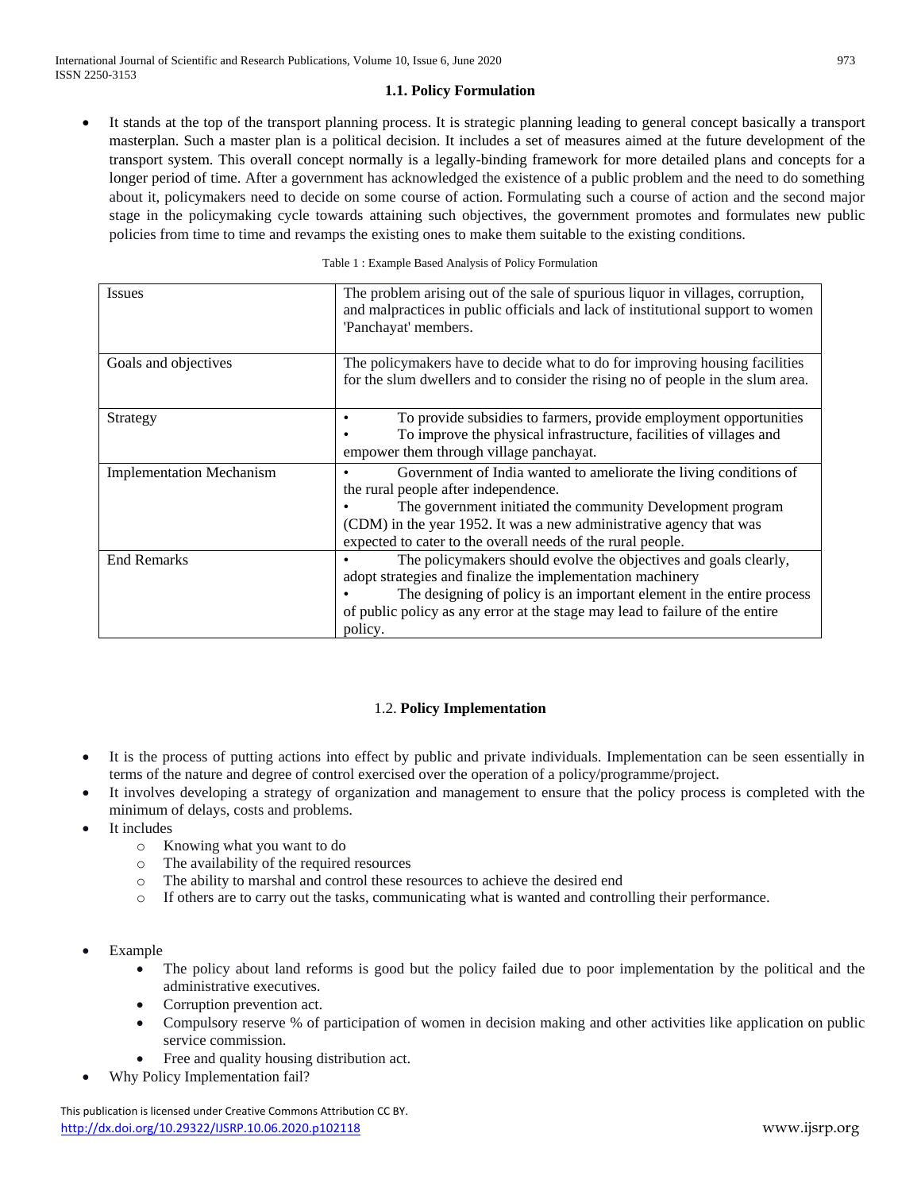### 1.1. Policy Formulation

- It stands at the top of the transport planning process. It is strategic planning leading to general concept basically a transport masterplan. Such a master plan is a political decision. It includes a set of measures aimed at the future development of the transport system. This overall concept normally is a legally-binding framework for more detailed plans and concepts for a longer period of time. After a government has acknowledged the existence of a public problem and the need to do something about it, policymakers need to decide on some course of action. Formulating such a course of action and the second major stage in the policymaking cycle towards attaining such objectives, the government promotes and formulates new public policies from time to time and revamps the existing ones to make them suitable to the existing conditions.

Table 1 : Example Based Analysis of Policy Formulation

| | |
|---|---|
| Issues | The problem arising out of the sale of spurious liquor in villages, corruption, and malpractices in public officials and lack of institutional support to women 'Panchayat' members. |
| Goals and objectives | The policymakers have to decide what to do for improving housing facilities for the slum dwellers and to consider the rising no of people in the slum area. |
| Strategy | • To provide subsidies to farmers, provide employment opportunities<br>• To improve the physical infrastructure, facilities of villages and empower them through village panchayat. |
| Implementation Mechanism | • Government of India wanted to ameliorate the living conditions of the rural people after independence.<br>• The government initiated the community Development program (CDM) in the year 1952. It was a new administrative agency that was expected to cater to the overall needs of the rural people. |
| End Remarks | • The policymakers should evolve the objectives and goals clearly, adopt strategies and finalize the implementation machinery<br>• The designing of policy is an important element in the entire process of public policy as any error at the stage may lead to failure of the entire policy. |

### 1.2. Policy Implementation

- It is the process of putting actions into effect by public and private individuals. Implementation can be seen essentially in terms of the nature and degree of control exercised over the operation of a policy/programme/project.
- It involves developing a strategy of organization and management to ensure that the policy process is completed with the minimum of delays, costs and problems.
- It includes
  - Knowing what you want to do
  - The availability of the required resources
  - The ability to marshal and control these resources to achieve the desired end
  - If others are to carry out the tasks, communicating what is wanted and controlling their performance.

- Example
  - The policy about land reforms is good but the policy failed due to poor implementation by the political and the administrative executives.
  - Corruption prevention act.
  - Compulsory reserve % of participation of women in decision making and other activities like application on public service commission.
  - Free and quality housing distribution act.
- Why Policy Implementation fail?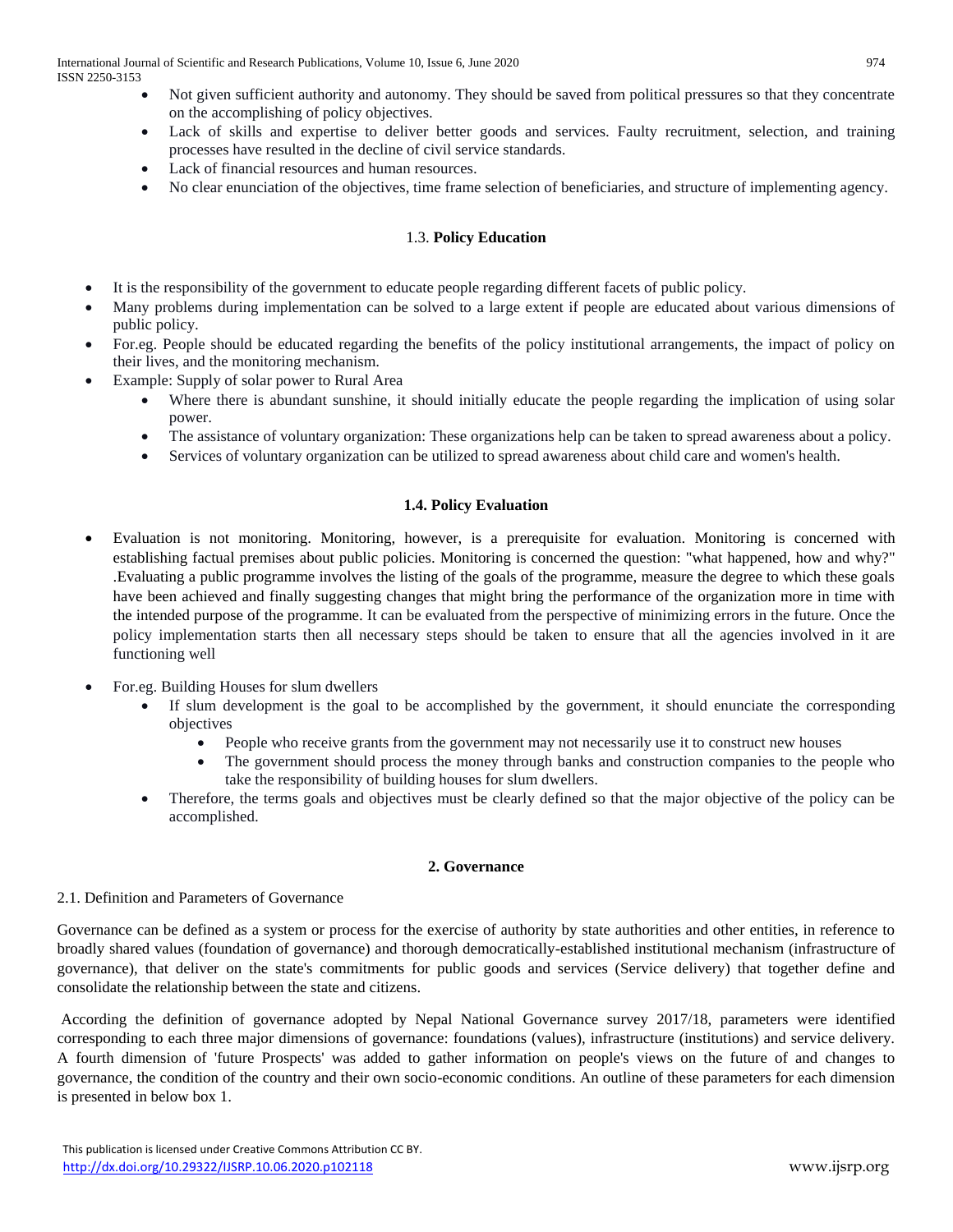- Not given sufficient authority and autonomy. They should be saved from political pressures so that they concentrate on the accomplishing of policy objectives.
- Lack of skills and expertise to deliver better goods and services. Faulty recruitment, selection, and training processes have resulted in the decline of civil service standards.
- Lack of financial resources and human resources.
- No clear enunciation of the objectives, time frame selection of beneficiaries, and structure of implementing agency.

### 1.3. **Policy Education**

- It is the responsibility of the government to educate people regarding different facets of public policy.
- Many problems during implementation can be solved to a large extent if people are educated about various dimensions of public policy.
- For.eg. People should be educated regarding the benefits of the policy institutional arrangements, the impact of policy on their lives, and the monitoring mechanism.
- Example: Supply of solar power to Rural Area
    - Where there is abundant sunshine, it should initially educate the people regarding the implication of using solar power.
    - The assistance of voluntary organization: These organizations help can be taken to spread awareness about a policy.
    - Services of voluntary organization can be utilized to spread awareness about child care and women's health.

### 1.4. Policy Evaluation

- Evaluation is not monitoring. Monitoring, however, is a prerequisite for evaluation. Monitoring is concerned with establishing factual premises about public policies. Monitoring is concerned the question: "what happened, how and why?" .Evaluating a public programme involves the listing of the goals of the programme, measure the degree to which these goals have been achieved and finally suggesting changes that might bring the performance of the organization more in time with the intended purpose of the programme. It can be evaluated from the perspective of minimizing errors in the future. Once the policy implementation starts then all necessary steps should be taken to ensure that all the agencies involved in it are functioning well

- For.eg. Building Houses for slum dwellers
    - If slum development is the goal to be accomplished by the government, it should enunciate the corresponding objectives
        - People who receive grants from the government may not necessarily use it to construct new houses
        - The government should process the money through banks and construction companies to the people who take the responsibility of building houses for slum dwellers.
    - Therefore, the terms goals and objectives must be clearly defined so that the major objective of the policy can be accomplished.

## 2. Governance

2.1. Definition and Parameters of Governance

Governance can be defined as a system or process for the exercise of authority by state authorities and other entities, in reference to broadly shared values (foundation of governance) and thorough democratically-established institutional mechanism (infrastructure of governance), that deliver on the state's commitments for public goods and services (Service delivery) that together define and consolidate the relationship between the state and citizens.

According the definition of governance adopted by Nepal National Governance survey 2017/18, parameters were identified corresponding to each three major dimensions of governance: foundations (values), infrastructure (institutions) and service delivery. A fourth dimension of 'future Prospects' was added to gather information on people's views on the future of and changes to governance, the condition of the country and their own socio-economic conditions. An outline of these parameters for each dimension is presented in below box 1.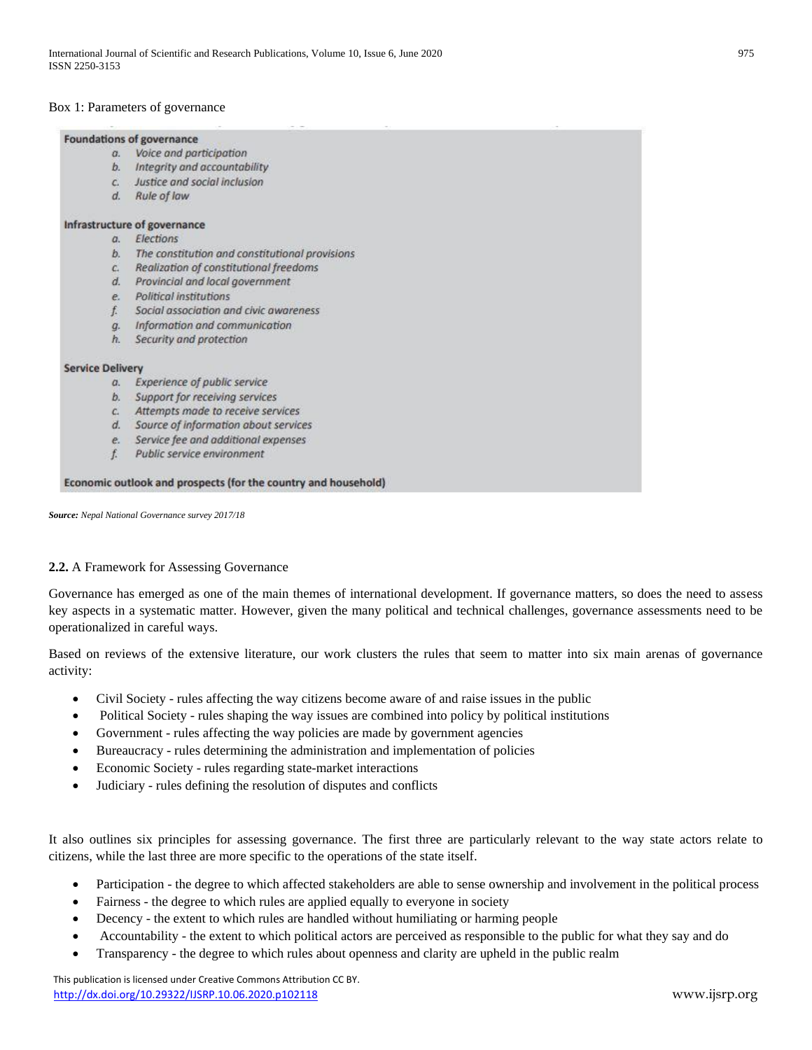Box 1: Parameters of governance

**Foundations of governance**

a. *Voice and participation*
b. *Integrity and accountability*
c. *Justice and social inclusion*
d. *Rule of law*

**Infrastructure of governance**

a. *Elections*
b. *The constitution and constitutional provisions*
c. *Realization of constitutional freedoms*
d. *Provincial and local government*
e. *Political institutions*
f. *Social association and civic awareness*
g. *Information and communication*
h. *Security and protection*

**Service Delivery**

a. *Experience of public service*
b. *Support for receiving services*
c. *Attempts made to receive services*
d. *Source of information about services*
e. *Service fee and additional expenses*
f. *Public service environment*

**Economic outlook and prospects (for the country and household)**

***Source:*** *Nepal National Governance survey 2017/18*

## 2.2. A Framework for Assessing Governance

Governance has emerged as one of the main themes of international development. If governance matters, so does the need to assess key aspects in a systematic matter. However, given the many political and technical challenges, governance assessments need to be operationalized in careful ways.

Based on reviews of the extensive literature, our work clusters the rules that seem to matter into six main arenas of governance activity:

- Civil Society - rules affecting the way citizens become aware of and raise issues in the public
- Political Society - rules shaping the way issues are combined into policy by political institutions
- Government - rules affecting the way policies are made by government agencies
- Bureaucracy - rules determining the administration and implementation of policies
- Economic Society - rules regarding state-market interactions
- Judiciary - rules defining the resolution of disputes and conflicts

It also outlines six principles for assessing governance. The first three are particularly relevant to the way state actors relate to citizens, while the last three are more specific to the operations of the state itself.

- Participation - the degree to which affected stakeholders are able to sense ownership and involvement in the political process
- Fairness - the degree to which rules are applied equally to everyone in society
- Decency - the extent to which rules are handled without humiliating or harming people
- Accountability - the extent to which political actors are perceived as responsible to the public for what they say and do
- Transparency - the degree to which rules about openness and clarity are upheld in the public realm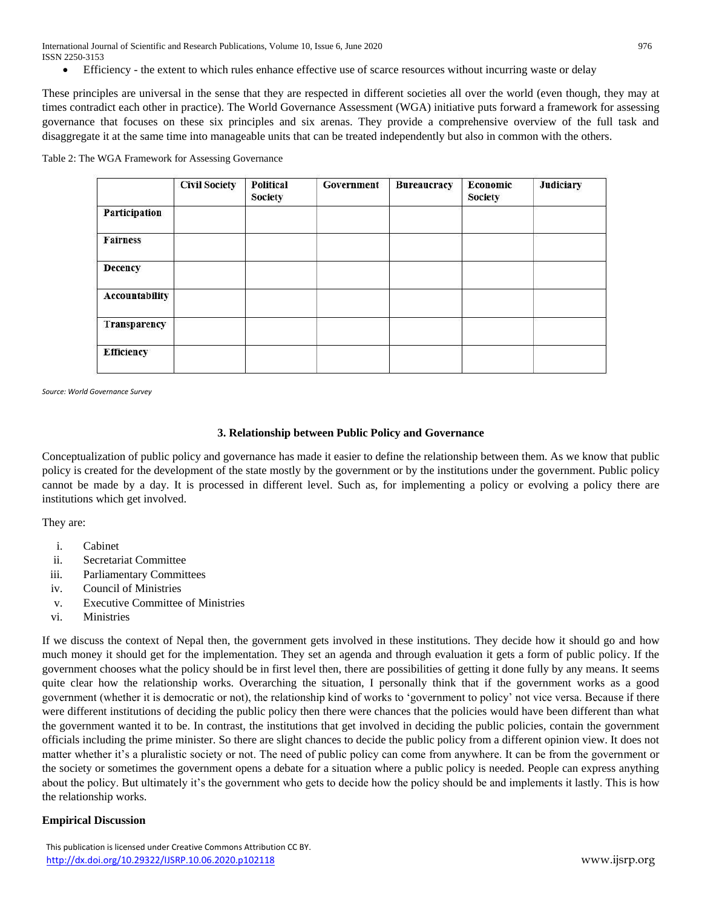- Efficiency - the extent to which rules enhance effective use of scarce resources without incurring waste or delay

These principles are universal in the sense that they are respected in different societies all over the world (even though, they may at times contradict each other in practice). The World Governance Assessment (WGA) initiative puts forward a framework for assessing governance that focuses on these six principles and six arenas. They provide a comprehensive overview of the full task and disaggregate it at the same time into manageable units that can be treated independently but also in common with the others.

Table 2: The WGA Framework for Assessing Governance

| | Civil Society | Political Society | Government | Bureaucracy | Economic Society | Judiciary |
|---|---|---|---|---|---|---|
| Participation | | | | | | |
| Fairness | | | | | | |
| Decency | | | | | | |
| Accountability | | | | | | |
| Transparency | | | | | | |
| Efficiency | | | | | | |

*Source: World Governance Survey*

### 3. Relationship between Public Policy and Governance

Conceptualization of public policy and governance has made it easier to define the relationship between them. As we know that public policy is created for the development of the state mostly by the government or by the institutions under the government. Public policy cannot be made by a day. It is processed in different level. Such as, for implementing a policy or evolving a policy there are institutions which get involved.

They are:

i. Cabinet
ii. Secretariat Committee
iii. Parliamentary Committees
iv. Council of Ministries
v. Executive Committee of Ministries
vi. Ministries

If we discuss the context of Nepal then, the government gets involved in these institutions. They decide how it should go and how much money it should get for the implementation. They set an agenda and through evaluation it gets a form of public policy. If the government chooses what the policy should be in first level then, there are possibilities of getting it done fully by any means. It seems quite clear how the relationship works. Overarching the situation, I personally think that if the government works as a good government (whether it is democratic or not), the relationship kind of works to 'government to policy' not vice versa. Because if there were different institutions of deciding the public policy then there were chances that the policies would have been different than what the government wanted it to be. In contrast, the institutions that get involved in deciding the public policies, contain the government officials including the prime minister. So there are slight chances to decide the public policy from a different opinion view. It does not matter whether it's a pluralistic society or not. The need of public policy can come from anywhere. It can be from the government or the society or sometimes the government opens a debate for a situation where a public policy is needed. People can express anything about the policy. But ultimately it's the government who gets to decide how the policy should be and implements it lastly. This is how the relationship works.

**Empirical Discussion**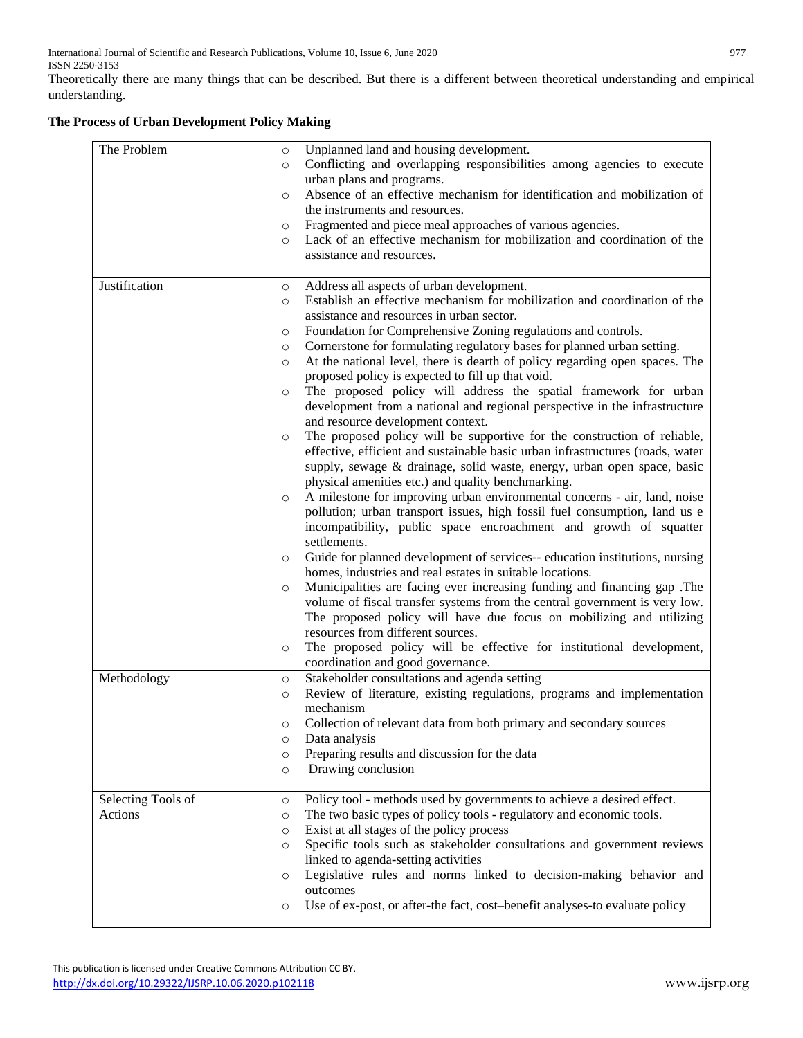Theoretically there are many things that can be described. But there is a different between theoretical understanding and empirical understanding.

**The Process of Urban Development Policy Making**

| | |
|---|---|
| The Problem | ○ Unplanned land and housing development.<br>○ Conflicting and overlapping responsibilities among agencies to execute urban plans and programs.<br>○ Absence of an effective mechanism for identification and mobilization of the instruments and resources.<br>○ Fragmented and piece meal approaches of various agencies.<br>○ Lack of an effective mechanism for mobilization and coordination of the assistance and resources. |
| Justification | ○ Address all aspects of urban development.<br>○ Establish an effective mechanism for mobilization and coordination of the assistance and resources in urban sector.<br>○ Foundation for Comprehensive Zoning regulations and controls.<br>○ Cornerstone for formulating regulatory bases for planned urban setting.<br>○ At the national level, there is dearth of policy regarding open spaces. The proposed policy is expected to fill up that void.<br>○ The proposed policy will address the spatial framework for urban development from a national and regional perspective in the infrastructure and resource development context.<br>○ The proposed policy will be supportive for the construction of reliable, effective, efficient and sustainable basic urban infrastructures (roads, water supply, sewage & drainage, solid waste, energy, urban open space, basic physical amenities etc.) and quality benchmarking.<br>○ A milestone for improving urban environmental concerns - air, land, noise pollution; urban transport issues, high fossil fuel consumption, land us e incompatibility, public space encroachment and growth of squatter settlements.<br>○ Guide for planned development of services-- education institutions, nursing homes, industries and real estates in suitable locations.<br>○ Municipalities are facing ever increasing funding and financing gap .The volume of fiscal transfer systems from the central government is very low. The proposed policy will have due focus on mobilizing and utilizing resources from different sources.<br>○ The proposed policy will be effective for institutional development, coordination and good governance. |
| Methodology | ○ Stakeholder consultations and agenda setting<br>○ Review of literature, existing regulations, programs and implementation mechanism<br>○ Collection of relevant data from both primary and secondary sources<br>○ Data analysis<br>○ Preparing results and discussion for the data<br>○ Drawing conclusion |
| Selecting Tools of Actions | ○ Policy tool - methods used by governments to achieve a desired effect.<br>○ The two basic types of policy tools - regulatory and economic tools.<br>○ Exist at all stages of the policy process<br>○ Specific tools such as stakeholder consultations and government reviews linked to agenda-setting activities<br>○ Legislative rules and norms linked to decision-making behavior and outcomes<br>○ Use of ex-post, or after-the fact, cost–benefit analyses-to evaluate policy |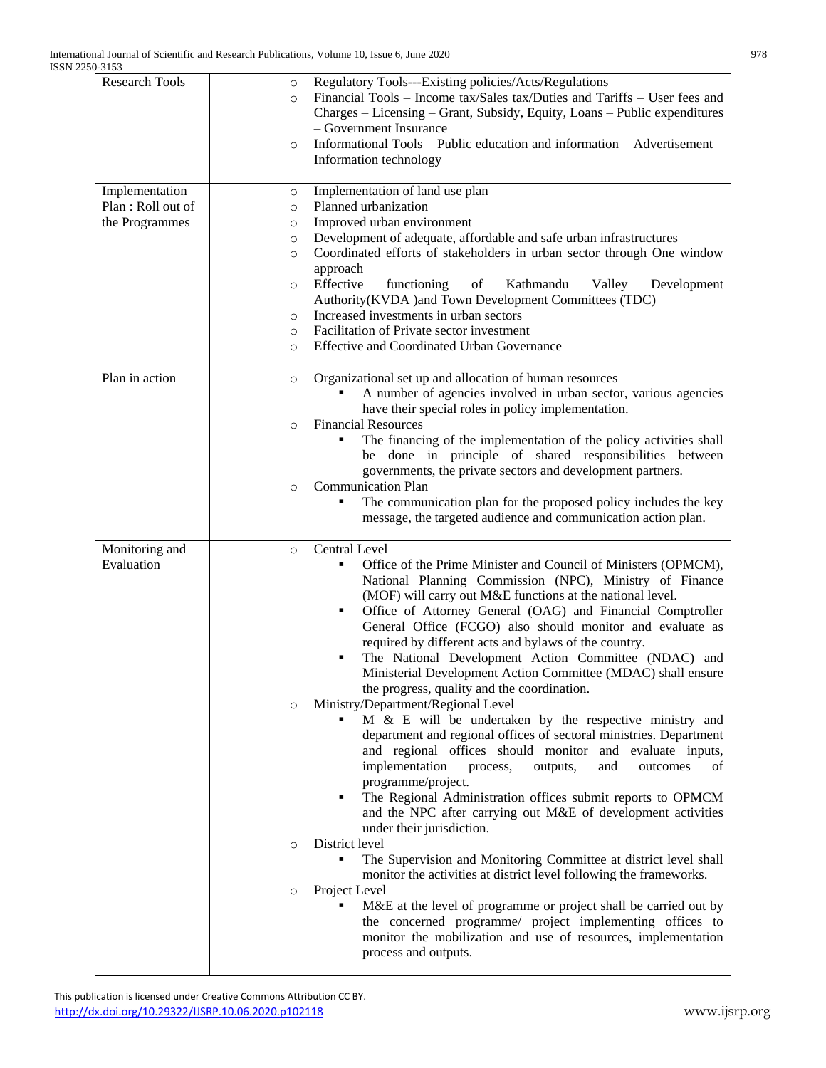| | |
|---|---|
| Research Tools | ○ Regulatory Tools---Existing policies/Acts/Regulations<br>○ Financial Tools – Income tax/Sales tax/Duties and Tariffs – User fees and Charges – Licensing – Grant, Subsidy, Equity, Loans – Public expenditures – Government Insurance<br>○ Informational Tools – Public education and information – Advertisement – Information technology |
| Implementation Plan : Roll out of the Programmes | ○ Implementation of land use plan<br>○ Planned urbanization<br>○ Improved urban environment<br>○ Development of adequate, affordable and safe urban infrastructures<br>○ Coordinated efforts of stakeholders in urban sector through One window approach<br>○ Effective functioning of Kathmandu Valley Development Authority(KVDA )and Town Development Committees (TDC)<br>○ Increased investments in urban sectors<br>○ Facilitation of Private sector investment<br>○ Effective and Coordinated Urban Governance |
| Plan in action | ○ Organizational set up and allocation of human resources<br>▪ A number of agencies involved in urban sector, various agencies have their special roles in policy implementation.<br>○ Financial Resources<br>▪ The financing of the implementation of the policy activities shall be done in principle of shared responsibilities between governments, the private sectors and development partners.<br>○ Communication Plan<br>▪ The communication plan for the proposed policy includes the key message, the targeted audience and communication action plan. |
| Monitoring and Evaluation | ○ Central Level<br>▪ Office of the Prime Minister and Council of Ministers (OPMCM), National Planning Commission (NPC), Ministry of Finance (MOF) will carry out M&E functions at the national level.<br>▪ Office of Attorney General (OAG) and Financial Comptroller General Office (FCGO) also should monitor and evaluate as required by different acts and bylaws of the country.<br>▪ The National Development Action Committee (NDAC) and Ministerial Development Action Committee (MDAC) shall ensure the progress, quality and the coordination.<br>○ Ministry/Department/Regional Level<br>▪ M & E will be undertaken by the respective ministry and department and regional offices of sectoral ministries. Department and regional offices should monitor and evaluate inputs, implementation process, outputs, and outcomes of programme/project.<br>▪ The Regional Administration offices submit reports to OPMCM and the NPC after carrying out M&E of development activities under their jurisdiction.<br>○ District level<br>▪ The Supervision and Monitoring Committee at district level shall monitor the activities at district level following the frameworks.<br>○ Project Level<br>▪ M&E at the level of programme or project shall be carried out by the concerned programme/ project implementing offices to monitor the mobilization and use of resources, implementation process and outputs. |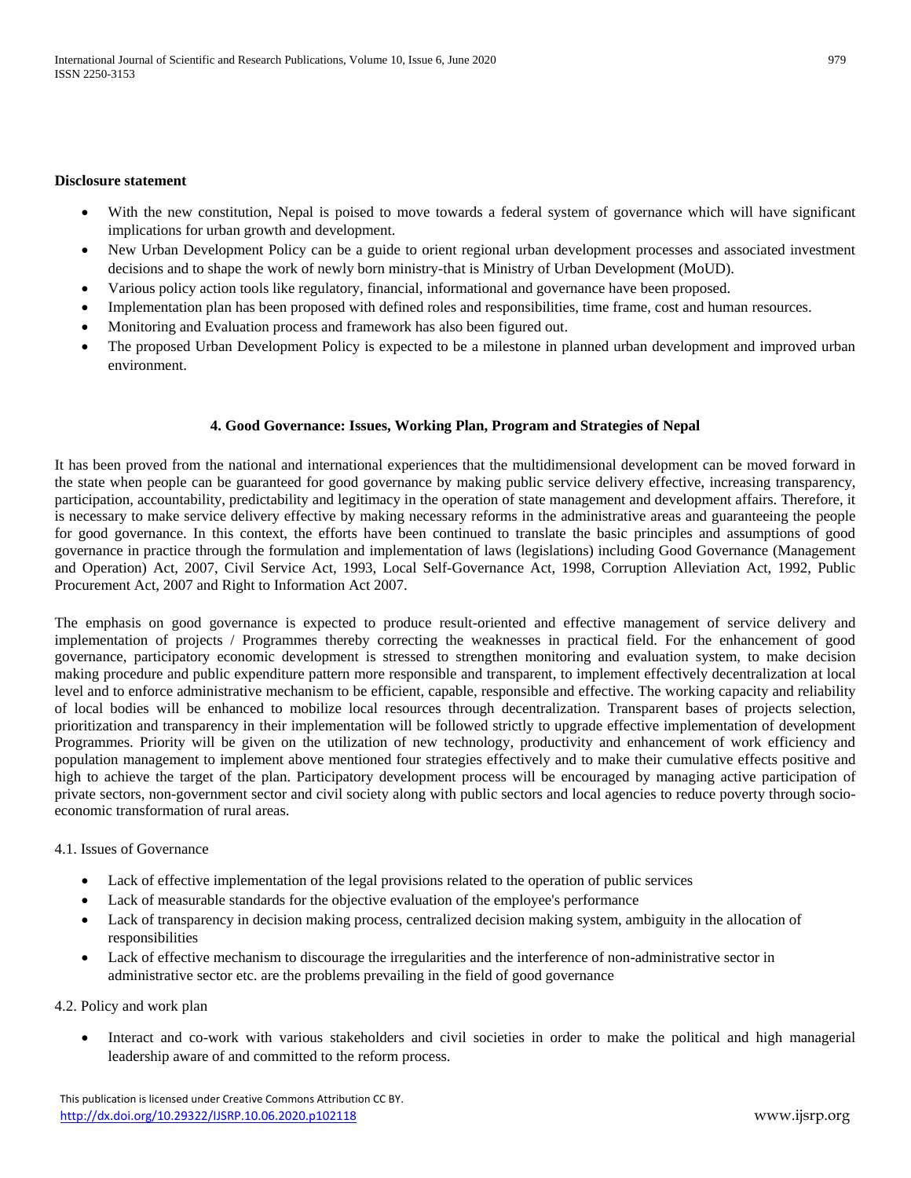**Disclosure statement**

- With the new constitution, Nepal is poised to move towards a federal system of governance which will have significant implications for urban growth and development.
- New Urban Development Policy can be a guide to orient regional urban development processes and associated investment decisions and to shape the work of newly born ministry-that is Ministry of Urban Development (MoUD).
- Various policy action tools like regulatory, financial, informational and governance have been proposed.
- Implementation plan has been proposed with defined roles and responsibilities, time frame, cost and human resources.
- Monitoring and Evaluation process and framework has also been figured out.
- The proposed Urban Development Policy is expected to be a milestone in planned urban development and improved urban environment.

## 4. Good Governance: Issues, Working Plan, Program and Strategies of Nepal

It has been proved from the national and international experiences that the multidimensional development can be moved forward in the state when people can be guaranteed for good governance by making public service delivery effective, increasing transparency, participation, accountability, predictability and legitimacy in the operation of state management and development affairs. Therefore, it is necessary to make service delivery effective by making necessary reforms in the administrative areas and guaranteeing the people for good governance. In this context, the efforts have been continued to translate the basic principles and assumptions of good governance in practice through the formulation and implementation of laws (legislations) including Good Governance (Management and Operation) Act, 2007, Civil Service Act, 1993, Local Self-Governance Act, 1998, Corruption Alleviation Act, 1992, Public Procurement Act, 2007 and Right to Information Act 2007.

The emphasis on good governance is expected to produce result-oriented and effective management of service delivery and implementation of projects / Programmes thereby correcting the weaknesses in practical field. For the enhancement of good governance, participatory economic development is stressed to strengthen monitoring and evaluation system, to make decision making procedure and public expenditure pattern more responsible and transparent, to implement effectively decentralization at local level and to enforce administrative mechanism to be efficient, capable, responsible and effective. The working capacity and reliability of local bodies will be enhanced to mobilize local resources through decentralization. Transparent bases of projects selection, prioritization and transparency in their implementation will be followed strictly to upgrade effective implementation of development Programmes. Priority will be given on the utilization of new technology, productivity and enhancement of work efficiency and population management to implement above mentioned four strategies effectively and to make their cumulative effects positive and high to achieve the target of the plan. Participatory development process will be encouraged by managing active participation of private sectors, non-government sector and civil society along with public sectors and local agencies to reduce poverty through socio-economic transformation of rural areas.

### 4.1. Issues of Governance

- Lack of effective implementation of the legal provisions related to the operation of public services
- Lack of measurable standards for the objective evaluation of the employee's performance
- Lack of transparency in decision making process, centralized decision making system, ambiguity in the allocation of responsibilities
- Lack of effective mechanism to discourage the irregularities and the interference of non-administrative sector in administrative sector etc. are the problems prevailing in the field of good governance

### 4.2. Policy and work plan

- Interact and co-work with various stakeholders and civil societies in order to make the political and high managerial leadership aware of and committed to the reform process.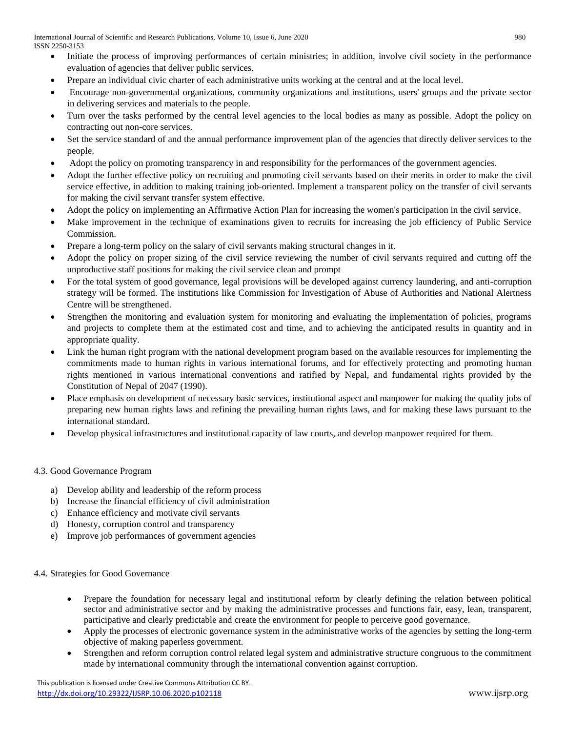- Initiate the process of improving performances of certain ministries; in addition, involve civil society in the performance evaluation of agencies that deliver public services.
- Prepare an individual civic charter of each administrative units working at the central and at the local level.
- Encourage non-governmental organizations, community organizations and institutions, users' groups and the private sector in delivering services and materials to the people.
- Turn over the tasks performed by the central level agencies to the local bodies as many as possible. Adopt the policy on contracting out non-core services.
- Set the service standard of and the annual performance improvement plan of the agencies that directly deliver services to the people.
- Adopt the policy on promoting transparency in and responsibility for the performances of the government agencies.
- Adopt the further effective policy on recruiting and promoting civil servants based on their merits in order to make the civil service effective, in addition to making training job-oriented. Implement a transparent policy on the transfer of civil servants for making the civil servant transfer system effective.
- Adopt the policy on implementing an Affirmative Action Plan for increasing the women's participation in the civil service.
- Make improvement in the technique of examinations given to recruits for increasing the job efficiency of Public Service Commission.
- Prepare a long-term policy on the salary of civil servants making structural changes in it.
- Adopt the policy on proper sizing of the civil service reviewing the number of civil servants required and cutting off the unproductive staff positions for making the civil service clean and prompt
- For the total system of good governance, legal provisions will be developed against currency laundering, and anti-corruption strategy will be formed. The institutions like Commission for Investigation of Abuse of Authorities and National Alertness Centre will be strengthened.
- Strengthen the monitoring and evaluation system for monitoring and evaluating the implementation of policies, programs and projects to complete them at the estimated cost and time, and to achieving the anticipated results in quantity and in appropriate quality.
- Link the human right program with the national development program based on the available resources for implementing the commitments made to human rights in various international forums, and for effectively protecting and promoting human rights mentioned in various international conventions and ratified by Nepal, and fundamental rights provided by the Constitution of Nepal of 2047 (1990).
- Place emphasis on development of necessary basic services, institutional aspect and manpower for making the quality jobs of preparing new human rights laws and refining the prevailing human rights laws, and for making these laws pursuant to the international standard.
- Develop physical infrastructures and institutional capacity of law courts, and develop manpower required for them.

## 4.3. Good Governance Program

a) Develop ability and leadership of the reform process
b) Increase the financial efficiency of civil administration
c) Enhance efficiency and motivate civil servants
d) Honesty, corruption control and transparency
e) Improve job performances of government agencies

## 4.4. Strategies for Good Governance

- Prepare the foundation for necessary legal and institutional reform by clearly defining the relation between political sector and administrative sector and by making the administrative processes and functions fair, easy, lean, transparent, participative and clearly predictable and create the environment for people to perceive good governance.
- Apply the processes of electronic governance system in the administrative works of the agencies by setting the long-term objective of making paperless government.
- Strengthen and reform corruption control related legal system and administrative structure congruous to the commitment made by international community through the international convention against corruption.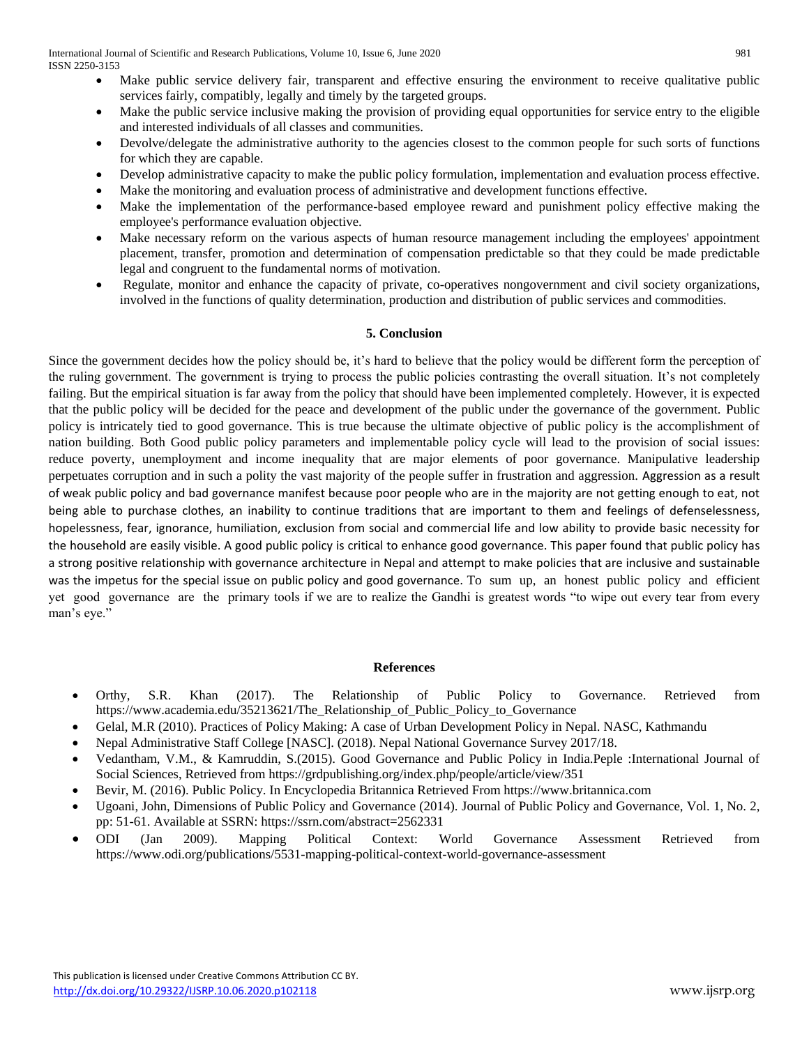- Make public service delivery fair, transparent and effective ensuring the environment to receive qualitative public services fairly, compatibly, legally and timely by the targeted groups.
- Make the public service inclusive making the provision of providing equal opportunities for service entry to the eligible and interested individuals of all classes and communities.
- Devolve/delegate the administrative authority to the agencies closest to the common people for such sorts of functions for which they are capable.
- Develop administrative capacity to make the public policy formulation, implementation and evaluation process effective.
- Make the monitoring and evaluation process of administrative and development functions effective.
- Make the implementation of the performance-based employee reward and punishment policy effective making the employee's performance evaluation objective.
- Make necessary reform on the various aspects of human resource management including the employees' appointment placement, transfer, promotion and determination of compensation predictable so that they could be made predictable legal and congruent to the fundamental norms of motivation.
- Regulate, monitor and enhance the capacity of private, co-operatives nongovernment and civil society organizations, involved in the functions of quality determination, production and distribution of public services and commodities.

## 5. Conclusion

Since the government decides how the policy should be, it's hard to believe that the policy would be different form the perception of the ruling government. The government is trying to process the public policies contrasting the overall situation. It's not completely failing. But the empirical situation is far away from the policy that should have been implemented completely. However, it is expected that the public policy will be decided for the peace and development of the public under the governance of the government. Public policy is intricately tied to good governance. This is true because the ultimate objective of public policy is the accomplishment of nation building. Both Good public policy parameters and implementable policy cycle will lead to the provision of social issues: reduce poverty, unemployment and income inequality that are major elements of poor governance. Manipulative leadership perpetuates corruption and in such a polity the vast majority of the people suffer in frustration and aggression. Aggression as a result of weak public policy and bad governance manifest because poor people who are in the majority are not getting enough to eat, not being able to purchase clothes, an inability to continue traditions that are important to them and feelings of defenselessness, hopelessness, fear, ignorance, humiliation, exclusion from social and commercial life and low ability to provide basic necessity for the household are easily visible. A good public policy is critical to enhance good governance. This paper found that public policy has a strong positive relationship with governance architecture in Nepal and attempt to make policies that are inclusive and sustainable was the impetus for the special issue on public policy and good governance. To sum up, an honest public policy and efficient yet good governance are the primary tools if we are to realize the Gandhi is greatest words "to wipe out every tear from every man's eye."

## References

- Orthy, S.R. Khan (2017). The Relationship of Public Policy to Governance. Retrieved from https://www.academia.edu/35213621/The_Relationship_of_Public_Policy_to_Governance
- Gelal, M.R (2010). Practices of Policy Making: A case of Urban Development Policy in Nepal. NASC, Kathmandu
- Nepal Administrative Staff College [NASC]. (2018). Nepal National Governance Survey 2017/18.
- Vedantham, V.M., & Kamruddin, S.(2015). Good Governance and Public Policy in India.Peple :International Journal of Social Sciences, Retrieved from https://grdpublishing.org/index.php/people/article/view/351
- Bevir, M. (2016). Public Policy. In Encyclopedia Britannica Retrieved From https://www.britannica.com
- Ugoani, John, Dimensions of Public Policy and Governance (2014). Journal of Public Policy and Governance, Vol. 1, No. 2, pp: 51-61. Available at SSRN: https://ssrn.com/abstract=2562331
- ODI (Jan 2009). Mapping Political Context: World Governance Assessment Retrieved from https://www.odi.org/publications/5531-mapping-political-context-world-governance-assessment